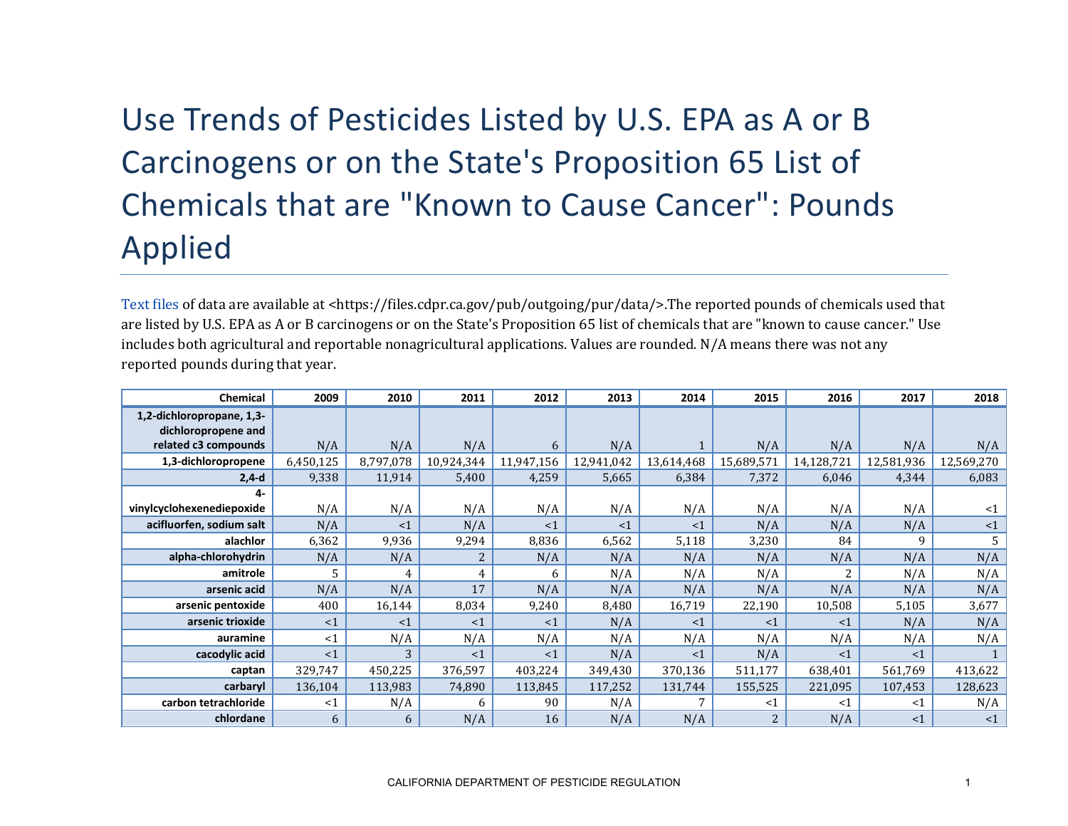# Use Trends of Pesticides Listed by U.S. EPA as A or B Carcinogens or on the State's Proposition 65 List of Chemicals that are "Known to Cause Cancer": Pounds Applied

Text files of data are available at <https://files.cdpr.ca.gov/pub/outgoing/pur/data/>.The reported pounds of chemicals used that are listed by U.S. EPA as A or B carcinogens or on the State's Proposition 65 list of chemicals that are "known to cause cancer." Use includes both agricultural and reportable nonagricultural applications. Values are rounded. N/A means there was not any reported pounds during that year.

| Chemical | 2009 | 2010 | 2011 | 2012 | 2013 | 2014 | 2015 | 2016 | 2017 | 2018 |
|---|---|---|---|---|---|---|---|---|---|---|
| 1,2-dichloropropane, 1,3-dichloropropene and related c3 compounds | N/A | N/A | N/A | 6 | N/A | 1 | N/A | N/A | N/A | N/A |
| 1,3-dichloropropene | 6,450,125 | 8,797,078 | 10,924,344 | 11,947,156 | 12,941,042 | 13,614,468 | 15,689,571 | 14,128,721 | 12,581,936 | 12,569,270 |
| 2,4-d | 9,338 | 11,914 | 5,400 | 4,259 | 5,665 | 6,384 | 7,372 | 6,046 | 4,344 | 6,083 |
| 4-vinylcyclohexenediepoxide | N/A | N/A | N/A | N/A | N/A | N/A | N/A | N/A | N/A | <1 |
| acifluorfen, sodium salt | N/A | <1 | N/A | <1 | <1 | <1 | N/A | N/A | N/A | <1 |
| alachlor | 6,362 | 9,936 | 9,294 | 8,836 | 6,562 | 5,118 | 3,230 | 84 | 9 | 5 |
| alpha-chlorohydrin | N/A | N/A | 2 | N/A | N/A | N/A | N/A | N/A | N/A | N/A |
| amitrole | 5 | 4 | 4 | 6 | N/A | N/A | N/A | 2 | N/A | N/A |
| arsenic acid | N/A | N/A | 17 | N/A | N/A | N/A | N/A | N/A | N/A | N/A |
| arsenic pentoxide | 400 | 16,144 | 8,034 | 9,240 | 8,480 | 16,719 | 22,190 | 10,508 | 5,105 | 3,677 |
| arsenic trioxide | <1 | <1 | <1 | <1 | N/A | <1 | <1 | <1 | N/A | N/A |
| auramine | <1 | N/A | N/A | N/A | N/A | N/A | N/A | N/A | N/A | N/A |
| cacodylic acid | <1 | 3 | <1 | <1 | N/A | <1 | N/A | <1 | <1 | 1 |
| captan | 329,747 | 450,225 | 376,597 | 403,224 | 349,430 | 370,136 | 511,177 | 638,401 | 561,769 | 413,622 |
| carbaryl | 136,104 | 113,983 | 74,890 | 113,845 | 117,252 | 131,744 | 155,525 | 221,095 | 107,453 | 128,623 |
| carbon tetrachloride | <1 | N/A | 6 | 90 | N/A | 7 | <1 | <1 | <1 | N/A |
| chlordane | 6 | 6 | N/A | 16 | N/A | N/A | 2 | N/A | <1 | <1 |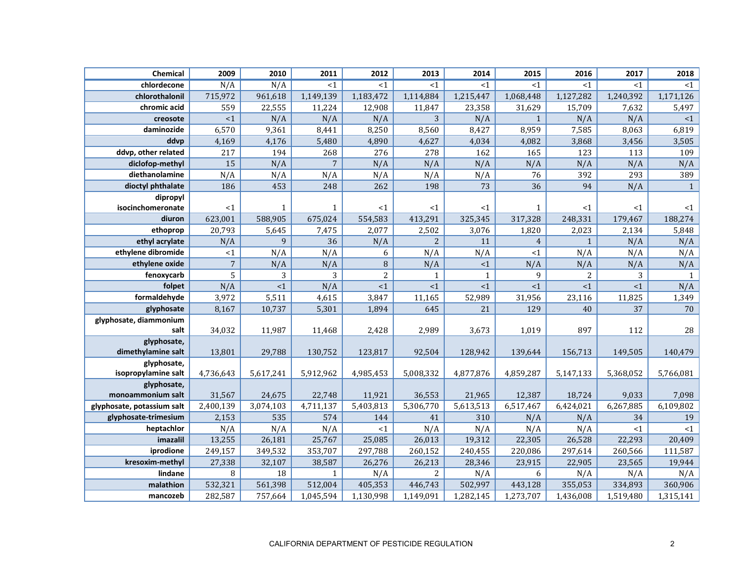| Chemical | 2009 | 2010 | 2011 | 2012 | 2013 | 2014 | 2015 | 2016 | 2017 | 2018 |
|---|---|---|---|---|---|---|---|---|---|---|
| chlordecone | N/A | N/A | <1 | <1 | <1 | <1 | <1 | <1 | <1 | <1 |
| chlorothalonil | 715,972 | 961,618 | 1,149,139 | 1,183,472 | 1,114,884 | 1,215,447 | 1,068,448 | 1,127,282 | 1,240,392 | 1,171,126 |
| chromic acid | 559 | 22,555 | 11,224 | 12,908 | 11,847 | 23,358 | 31,629 | 15,709 | 7,632 | 5,497 |
| creosote | <1 | N/A | N/A | N/A | 3 | N/A | 1 | N/A | N/A | <1 |
| daminozide | 6,570 | 9,361 | 8,441 | 8,250 | 8,560 | 8,427 | 8,959 | 7,585 | 8,063 | 6,819 |
| ddvp | 4,169 | 4,176 | 5,480 | 4,890 | 4,627 | 4,034 | 4,082 | 3,868 | 3,456 | 3,505 |
| ddvp, other related | 217 | 194 | 268 | 276 | 278 | 162 | 165 | 123 | 113 | 109 |
| diclofop-methyl | 15 | N/A | 7 | N/A | N/A | N/A | N/A | N/A | N/A | N/A |
| diethanolamine | N/A | N/A | N/A | N/A | N/A | N/A | 76 | 392 | 293 | 389 |
| dioctyl phthalate | 186 | 453 | 248 | 262 | 198 | 73 | 36 | 94 | N/A | 1 |
| dipropyl isocinchomeronate | <1 | 1 | 1 | <1 | <1 | <1 | 1 | <1 | <1 | <1 |
| diuron | 623,001 | 588,905 | 675,024 | 554,583 | 413,291 | 325,345 | 317,328 | 248,331 | 179,467 | 188,274 |
| ethoprop | 20,793 | 5,645 | 7,475 | 2,077 | 2,502 | 3,076 | 1,820 | 2,023 | 2,134 | 5,848 |
| ethyl acrylate | N/A | 9 | 36 | N/A | 2 | 11 | 4 | 1 | N/A | N/A |
| ethylene dibromide | <1 | N/A | N/A | 6 | N/A | N/A | <1 | N/A | N/A | N/A |
| ethylene oxide | 7 | N/A | N/A | 8 | N/A | <1 | N/A | N/A | N/A | N/A |
| fenoxycarb | 5 | 3 | 3 | 2 | 1 | 1 | 9 | 2 | 3 | 1 |
| folpet | N/A | <1 | N/A | <1 | <1 | <1 | <1 | <1 | <1 | N/A |
| formaldehyde | 3,972 | 5,511 | 4,615 | 3,847 | 11,165 | 52,989 | 31,956 | 23,116 | 11,825 | 1,349 |
| glyphosate | 8,167 | 10,737 | 5,301 | 1,894 | 645 | 21 | 129 | 40 | 37 | 70 |
| glyphosate, diammonium salt | 34,032 | 11,987 | 11,468 | 2,428 | 2,989 | 3,673 | 1,019 | 897 | 112 | 28 |
| glyphosate, dimethylamine salt | 13,801 | 29,788 | 130,752 | 123,817 | 92,504 | 128,942 | 139,644 | 156,713 | 149,505 | 140,479 |
| glyphosate, isopropylamine salt | 4,736,643 | 5,617,241 | 5,912,962 | 4,985,453 | 5,008,332 | 4,877,876 | 4,859,287 | 5,147,133 | 5,368,052 | 5,766,081 |
| glyphosate, monoammonium salt | 31,567 | 24,675 | 22,748 | 11,921 | 36,553 | 21,965 | 12,387 | 18,724 | 9,033 | 7,098 |
| glyphosate, potassium salt | 2,400,139 | 3,074,103 | 4,711,137 | 5,403,813 | 5,306,770 | 5,613,513 | 6,517,467 | 6,424,021 | 6,267,885 | 6,109,802 |
| glyphosate-trimesium | 2,153 | 535 | 574 | 144 | 41 | 310 | N/A | N/A | 34 | 19 |
| heptachlor | N/A | N/A | N/A | <1 | N/A | N/A | N/A | N/A | <1 | <1 |
| imazalil | 13,255 | 26,181 | 25,767 | 25,085 | 26,013 | 19,312 | 22,305 | 26,528 | 22,293 | 20,409 |
| iprodione | 249,157 | 349,532 | 353,707 | 297,788 | 260,152 | 240,455 | 220,086 | 297,614 | 260,566 | 111,587 |
| kresoxim-methyl | 27,338 | 32,107 | 38,587 | 26,276 | 26,213 | 28,346 | 23,915 | 22,905 | 23,565 | 19,944 |
| lindane | 8 | 18 | 1 | N/A | 2 | N/A | 6 | N/A | N/A | N/A |
| malathion | 532,321 | 561,398 | 512,004 | 405,353 | 446,743 | 502,997 | 443,128 | 355,053 | 334,893 | 360,906 |
| mancozeb | 282,587 | 757,664 | 1,045,594 | 1,130,998 | 1,149,091 | 1,282,145 | 1,273,707 | 1,436,008 | 1,519,480 | 1,315,141 |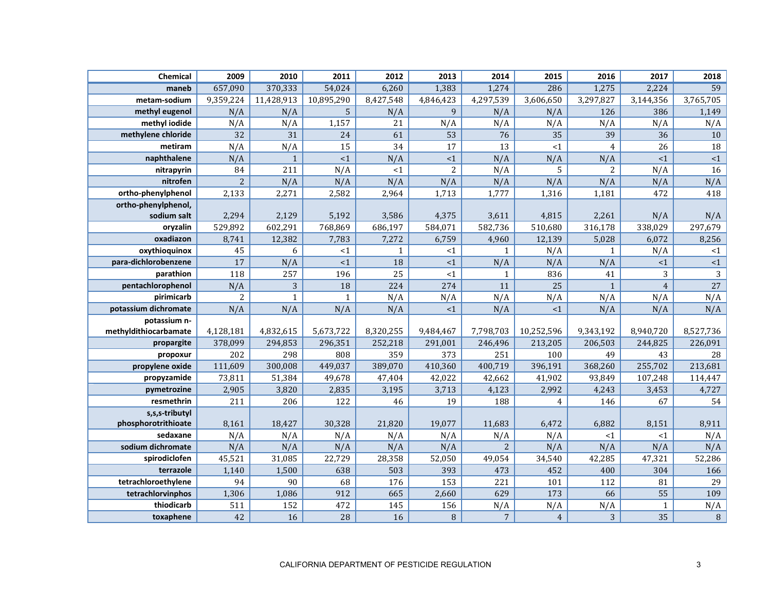| Chemical | 2009 | 2010 | 2011 | 2012 | 2013 | 2014 | 2015 | 2016 | 2017 | 2018 |
|---|---|---|---|---|---|---|---|---|---|---|
| maneb | 657,090 | 370,333 | 54,024 | 6,260 | 1,383 | 1,274 | 286 | 1,275 | 2,224 | 59 |
| metam-sodium | 9,359,224 | 11,428,913 | 10,895,290 | 8,427,548 | 4,846,423 | 4,297,539 | 3,606,650 | 3,297,827 | 3,144,356 | 3,765,705 |
| methyl eugenol | N/A | N/A | 5 | N/A | 9 | N/A | N/A | 126 | 386 | 1,149 |
| methyl iodide | N/A | N/A | 1,157 | 21 | N/A | N/A | N/A | N/A | N/A | N/A |
| methylene chloride | 32 | 31 | 24 | 61 | 53 | 76 | 35 | 39 | 36 | 10 |
| metiram | N/A | N/A | 15 | 34 | 17 | 13 | <1 | 4 | 26 | 18 |
| naphthalene | N/A | 1 | <1 | N/A | <1 | N/A | N/A | N/A | <1 | <1 |
| nitrapyrin | 84 | 211 | N/A | <1 | 2 | N/A | 5 | 2 | N/A | 16 |
| nitrofen | 2 | N/A | N/A | N/A | N/A | N/A | N/A | N/A | N/A | N/A |
| ortho-phenylphenol | 2,133 | 2,271 | 2,582 | 2,964 | 1,713 | 1,777 | 1,316 | 1,181 | 472 | 418 |
| ortho-phenylphenol, sodium salt | 2,294 | 2,129 | 5,192 | 3,586 | 4,375 | 3,611 | 4,815 | 2,261 | N/A | N/A |
| oryzalin | 529,892 | 602,291 | 768,869 | 686,197 | 584,071 | 582,736 | 510,680 | 316,178 | 338,029 | 297,679 |
| oxadiazon | 8,741 | 12,382 | 7,783 | 7,272 | 6,759 | 4,960 | 12,139 | 5,028 | 6,072 | 8,256 |
| oxythioquinox | 45 | 6 | <1 | 1 | <1 | 1 | N/A | 1 | N/A | <1 |
| para-dichlorobenzene | 17 | N/A | <1 | 18 | <1 | N/A | N/A | N/A | <1 | <1 |
| parathion | 118 | 257 | 196 | 25 | <1 | 1 | 836 | 41 | 3 | 3 |
| pentachlorophenol | N/A | 3 | 18 | 224 | 274 | 11 | 25 | 1 | 4 | 27 |
| pirimicarb | 2 | 1 | 1 | N/A | N/A | N/A | N/A | N/A | N/A | N/A |
| potassium dichromate | N/A | N/A | N/A | N/A | <1 | N/A | <1 | N/A | N/A | N/A |
| potassium n-methyldithiocarbamate | 4,128,181 | 4,832,615 | 5,673,722 | 8,320,255 | 9,484,467 | 7,798,703 | 10,252,596 | 9,343,192 | 8,940,720 | 8,527,736 |
| propargite | 378,099 | 294,853 | 296,351 | 252,218 | 291,001 | 246,496 | 213,205 | 206,503 | 244,825 | 226,091 |
| propoxur | 202 | 298 | 808 | 359 | 373 | 251 | 100 | 49 | 43 | 28 |
| propylene oxide | 111,609 | 300,008 | 449,037 | 389,070 | 410,360 | 400,719 | 396,191 | 368,260 | 255,702 | 213,681 |
| propyzamide | 73,811 | 51,384 | 49,678 | 47,404 | 42,022 | 42,662 | 41,902 | 93,849 | 107,248 | 114,447 |
| pymetrozine | 2,905 | 3,820 | 2,835 | 3,195 | 3,713 | 4,123 | 2,992 | 4,243 | 3,453 | 4,727 |
| resmethrin | 211 | 206 | 122 | 46 | 19 | 188 | 4 | 146 | 67 | 54 |
| s,s,s-tributyl phosphorotrithioate | 8,161 | 18,427 | 30,328 | 21,820 | 19,077 | 11,683 | 6,472 | 6,882 | 8,151 | 8,911 |
| sedaxane | N/A | N/A | N/A | N/A | N/A | N/A | N/A | <1 | <1 | N/A |
| sodium dichromate | N/A | N/A | N/A | N/A | N/A | 2 | N/A | N/A | N/A | N/A |
| spirodiclofen | 45,521 | 31,085 | 22,729 | 28,358 | 52,050 | 49,054 | 34,540 | 42,285 | 47,321 | 52,286 |
| terrazole | 1,140 | 1,500 | 638 | 503 | 393 | 473 | 452 | 400 | 304 | 166 |
| tetrachloroethylene | 94 | 90 | 68 | 176 | 153 | 221 | 101 | 112 | 81 | 29 |
| tetrachlorvinphos | 1,306 | 1,086 | 912 | 665 | 2,660 | 629 | 173 | 66 | 55 | 109 |
| thiodicarb | 511 | 152 | 472 | 145 | 156 | N/A | N/A | N/A | 1 | N/A |
| toxaphene | 42 | 16 | 28 | 16 | 8 | 7 | 4 | 3 | 35 | 8 |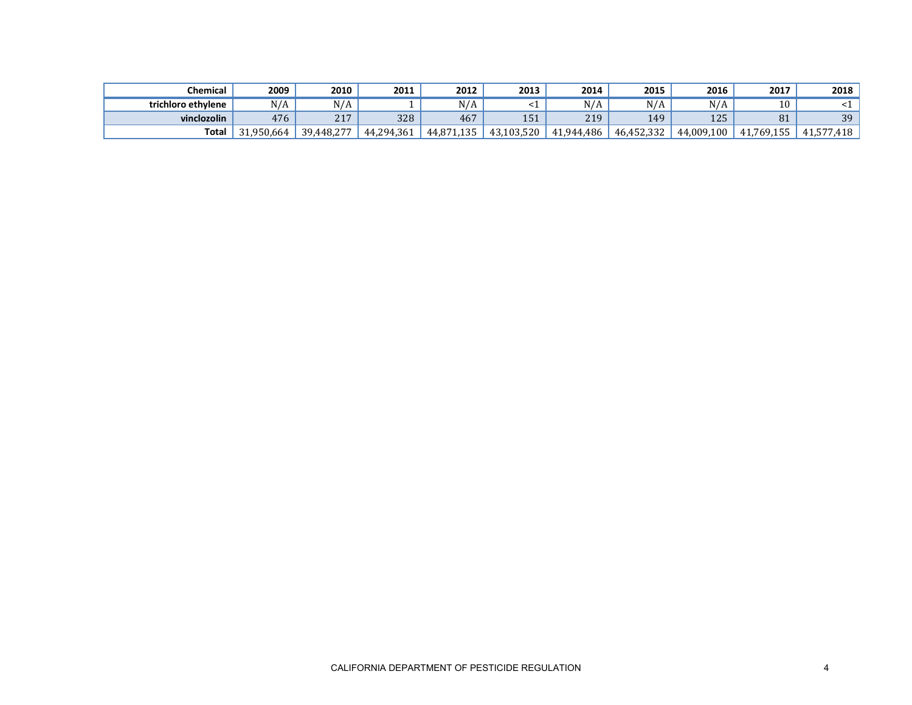| Chemical | 2009 | 2010 | 2011 | 2012 | 2013 | 2014 | 2015 | 2016 | 2017 | 2018 |
|---|---|---|---|---|---|---|---|---|---|---|
| trichloro ethylene | N/A | N/A | 1 | N/A | <1 | N/A | N/A | N/A | 10 | <1 |
| vinclozolin | 476 | 217 | 328 | 467 | 151 | 219 | 149 | 125 | 81 | 39 |
| Total | 31,950,664 | 39,448,277 | 44,294,361 | 44,871,135 | 43,103,520 | 41,944,486 | 46,452,332 | 44,009,100 | 41,769,155 | 41,577,418 |